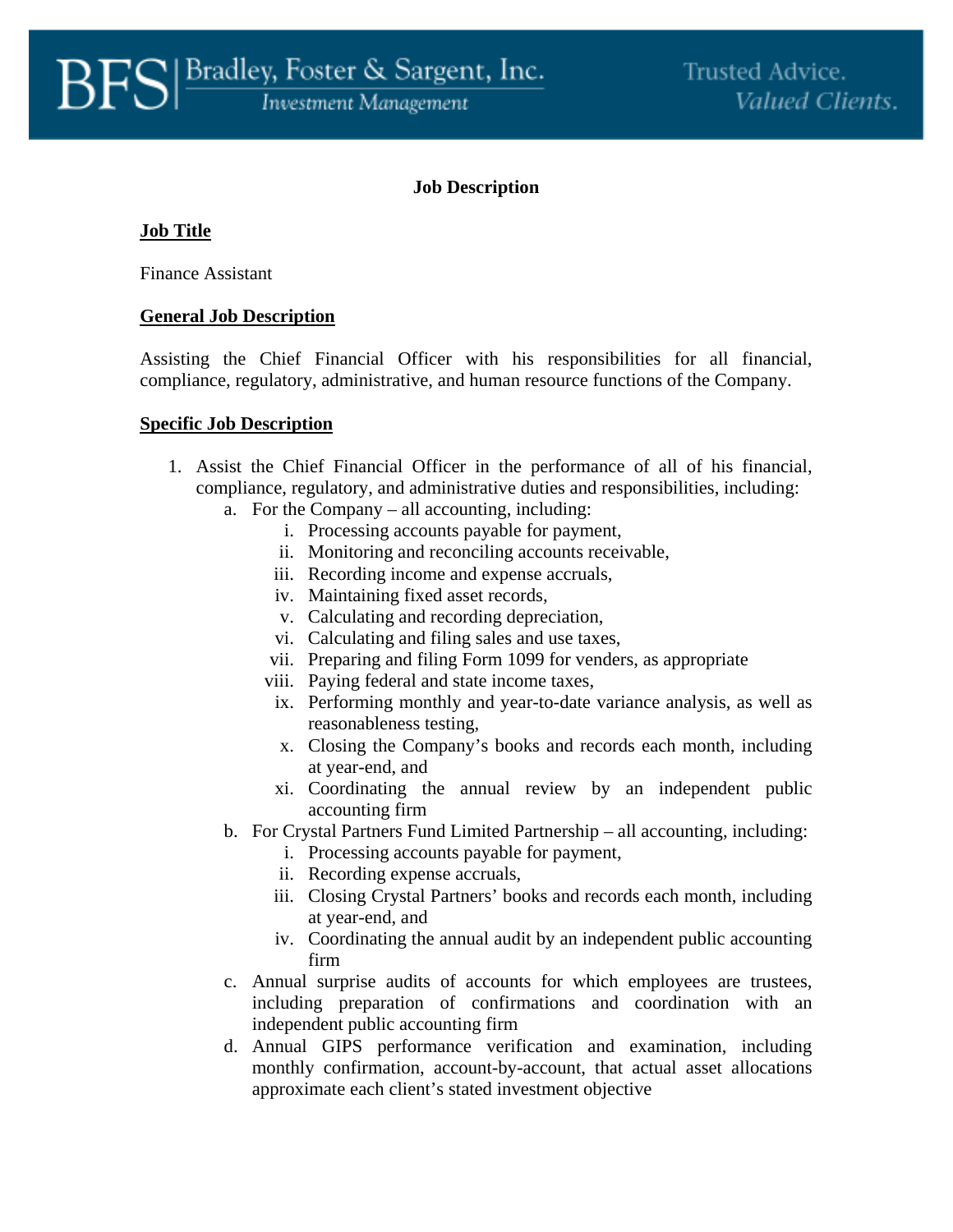Bradley, Foster & Sargent, Inc.
Investment Management

Trusted Advice. Valued Clients.

# Job Description

## Job Title

Finance Assistant

## General Job Description

Assisting the Chief Financial Officer with his responsibilities for all financial, compliance, regulatory, administrative, and human resource functions of the Company.

## Specific Job Description

1. Assist the Chief Financial Officer in the performance of all of his financial, compliance, regulatory, and administrative duties and responsibilities, including:
   a. For the Company – all accounting, including:
      i. Processing accounts payable for payment,
      ii. Monitoring and reconciling accounts receivable,
      iii. Recording income and expense accruals,
      iv. Maintaining fixed asset records,
      v. Calculating and recording depreciation,
      vi. Calculating and filing sales and use taxes,
      vii. Preparing and filing Form 1099 for venders, as appropriate
      viii. Paying federal and state income taxes,
      ix. Performing monthly and year-to-date variance analysis, as well as reasonableness testing,
      x. Closing the Company's books and records each month, including at year-end, and
      xi. Coordinating the annual review by an independent public accounting firm
   b. For Crystal Partners Fund Limited Partnership – all accounting, including:
      i. Processing accounts payable for payment,
      ii. Recording expense accruals,
      iii. Closing Crystal Partners' books and records each month, including at year-end, and
      iv. Coordinating the annual audit by an independent public accounting firm
   c. Annual surprise audits of accounts for which employees are trustees, including preparation of confirmations and coordination with an independent public accounting firm
   d. Annual GIPS performance verification and examination, including monthly confirmation, account-by-account, that actual asset allocations approximate each client's stated investment objective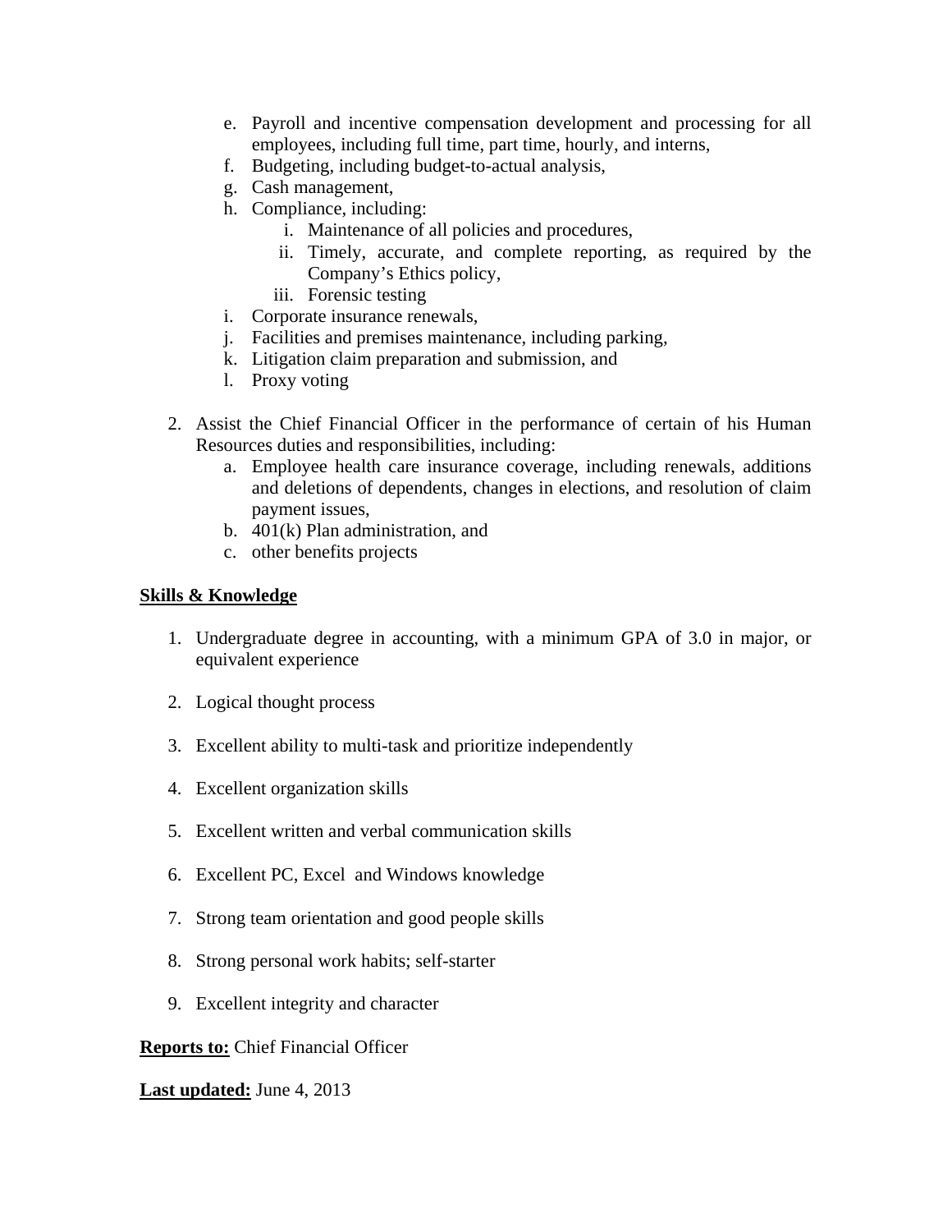e. Payroll and incentive compensation development and processing for all employees, including full time, part time, hourly, and interns,
   f. Budgeting, including budget-to-actual analysis,
   g. Cash management,
   h. Compliance, including:
      i. Maintenance of all policies and procedures,
      ii. Timely, accurate, and complete reporting, as required by the Company's Ethics policy,
      iii. Forensic testing
   i. Corporate insurance renewals,
   j. Facilities and premises maintenance, including parking,
   k. Litigation claim preparation and submission, and
   l. Proxy voting

2. Assist the Chief Financial Officer in the performance of certain of his Human Resources duties and responsibilities, including:
   a. Employee health care insurance coverage, including renewals, additions and deletions of dependents, changes in elections, and resolution of claim payment issues,
   b. 401(k) Plan administration, and
   c. other benefits projects

**Skills & Knowledge**

1. Undergraduate degree in accounting, with a minimum GPA of 3.0 in major, or equivalent experience

2. Logical thought process

3. Excellent ability to multi-task and prioritize independently

4. Excellent organization skills

5. Excellent written and verbal communication skills

6. Excellent PC, Excel and Windows knowledge

7. Strong team orientation and good people skills

8. Strong personal work habits; self-starter

9. Excellent integrity and character

**Reports to:** Chief Financial Officer

**Last updated:** June 4, 2013